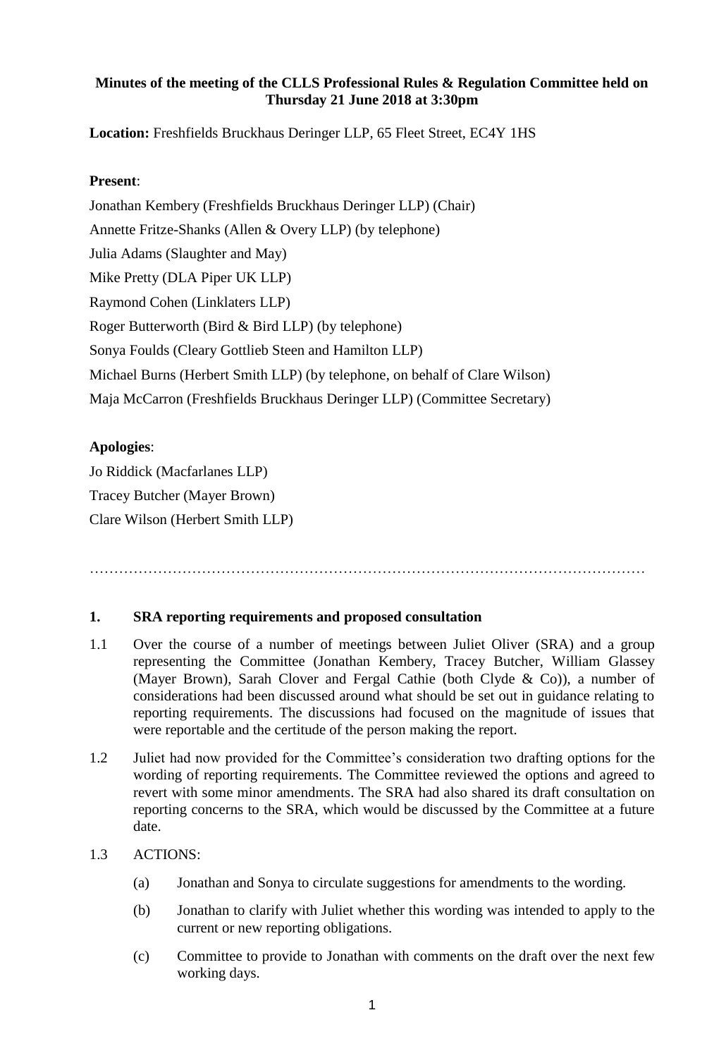**Minutes of the meeting of the CLLS Professional Rules & Regulation Committee held on Thursday 21 June 2018 at 3:30pm**

**Location:** Freshfields Bruckhaus Deringer LLP, 65 Fleet Street, EC4Y 1HS

**Present**:

Jonathan Kembery (Freshfields Bruckhaus Deringer LLP) (Chair)

Annette Fritze-Shanks (Allen & Overy LLP) (by telephone)

Julia Adams (Slaughter and May)

Mike Pretty (DLA Piper UK LLP)

Raymond Cohen (Linklaters LLP)

Roger Butterworth (Bird & Bird LLP) (by telephone)

Sonya Foulds (Cleary Gottlieb Steen and Hamilton LLP)

Michael Burns (Herbert Smith LLP) (by telephone, on behalf of Clare Wilson)

Maja McCarron (Freshfields Bruckhaus Deringer LLP) (Committee Secretary)

**Apologies**:

Jo Riddick (Macfarlanes LLP)

Tracey Butcher (Mayer Brown)

Clare Wilson (Herbert Smith LLP)

…………………………………………………………………………………………………

## 1. SRA reporting requirements and proposed consultation

1.1 Over the course of a number of meetings between Juliet Oliver (SRA) and a group representing the Committee (Jonathan Kembery, Tracey Butcher, William Glassey (Mayer Brown), Sarah Clover and Fergal Cathie (both Clyde & Co)), a number of considerations had been discussed around what should be set out in guidance relating to reporting requirements. The discussions had focused on the magnitude of issues that were reportable and the certitude of the person making the report.

1.2 Juliet had now provided for the Committee's consideration two drafting options for the wording of reporting requirements. The Committee reviewed the options and agreed to revert with some minor amendments. The SRA had also shared its draft consultation on reporting concerns to the SRA, which would be discussed by the Committee at a future date.

1.3 ACTIONS:

(a) Jonathan and Sonya to circulate suggestions for amendments to the wording.

(b) Jonathan to clarify with Juliet whether this wording was intended to apply to the current or new reporting obligations.

(c) Committee to provide to Jonathan with comments on the draft over the next few working days.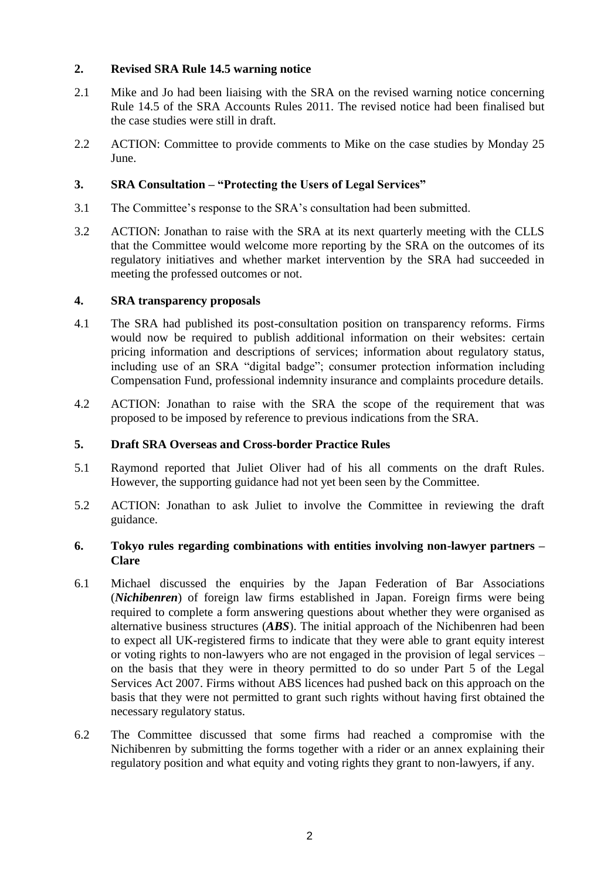## 2. Revised SRA Rule 14.5 warning notice

2.1 Mike and Jo had been liaising with the SRA on the revised warning notice concerning Rule 14.5 of the SRA Accounts Rules 2011. The revised notice had been finalised but the case studies were still in draft.

2.2 ACTION: Committee to provide comments to Mike on the case studies by Monday 25 June.

## 3. SRA Consultation – "Protecting the Users of Legal Services"

3.1 The Committee's response to the SRA's consultation had been submitted.

3.2 ACTION: Jonathan to raise with the SRA at its next quarterly meeting with the CLLS that the Committee would welcome more reporting by the SRA on the outcomes of its regulatory initiatives and whether market intervention by the SRA had succeeded in meeting the professed outcomes or not.

## 4. SRA transparency proposals

4.1 The SRA had published its post-consultation position on transparency reforms. Firms would now be required to publish additional information on their websites: certain pricing information and descriptions of services; information about regulatory status, including use of an SRA "digital badge"; consumer protection information including Compensation Fund, professional indemnity insurance and complaints procedure details.

4.2 ACTION: Jonathan to raise with the SRA the scope of the requirement that was proposed to be imposed by reference to previous indications from the SRA.

## 5. Draft SRA Overseas and Cross-border Practice Rules

5.1 Raymond reported that Juliet Oliver had of his all comments on the draft Rules. However, the supporting guidance had not yet been seen by the Committee.

5.2 ACTION: Jonathan to ask Juliet to involve the Committee in reviewing the draft guidance.

## 6. Tokyo rules regarding combinations with entities involving non-lawyer partners – Clare

6.1 Michael discussed the enquiries by the Japan Federation of Bar Associations (***Nichibenren***) of foreign law firms established in Japan. Foreign firms were being required to complete a form answering questions about whether they were organised as alternative business structures (***ABS***). The initial approach of the Nichibenren had been to expect all UK-registered firms to indicate that they were able to grant equity interest or voting rights to non-lawyers who are not engaged in the provision of legal services – on the basis that they were in theory permitted to do so under Part 5 of the Legal Services Act 2007. Firms without ABS licences had pushed back on this approach on the basis that they were not permitted to grant such rights without having first obtained the necessary regulatory status.

6.2 The Committee discussed that some firms had reached a compromise with the Nichibenren by submitting the forms together with a rider or an annex explaining their regulatory position and what equity and voting rights they grant to non-lawyers, if any.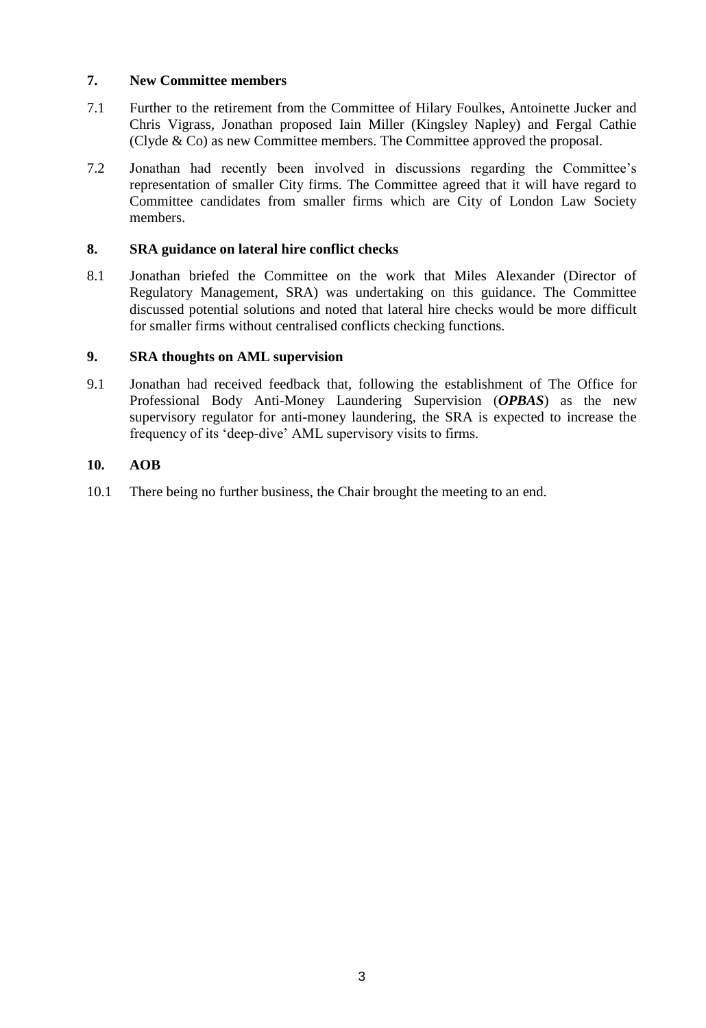## 7. New Committee members

7.1 Further to the retirement from the Committee of Hilary Foulkes, Antoinette Jucker and Chris Vigrass, Jonathan proposed Iain Miller (Kingsley Napley) and Fergal Cathie (Clyde & Co) as new Committee members. The Committee approved the proposal.

7.2 Jonathan had recently been involved in discussions regarding the Committee's representation of smaller City firms. The Committee agreed that it will have regard to Committee candidates from smaller firms which are City of London Law Society members.

## 8. SRA guidance on lateral hire conflict checks

8.1 Jonathan briefed the Committee on the work that Miles Alexander (Director of Regulatory Management, SRA) was undertaking on this guidance. The Committee discussed potential solutions and noted that lateral hire checks would be more difficult for smaller firms without centralised conflicts checking functions.

## 9. SRA thoughts on AML supervision

9.1 Jonathan had received feedback that, following the establishment of The Office for Professional Body Anti-Money Laundering Supervision (***OPBAS***) as the new supervisory regulator for anti-money laundering, the SRA is expected to increase the frequency of its 'deep-dive' AML supervisory visits to firms.

## 10. AOB

10.1 There being no further business, the Chair brought the meeting to an end.